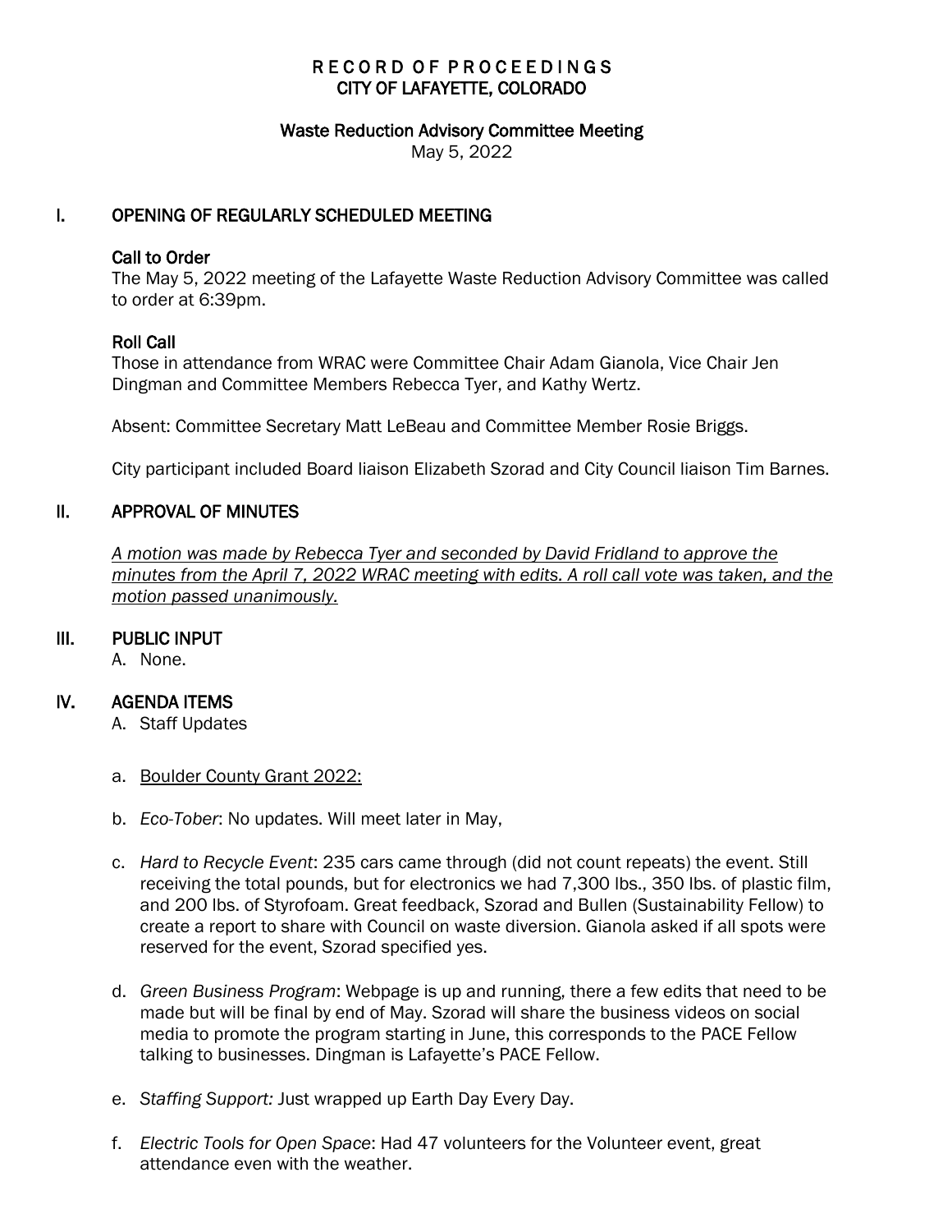# RECORD OF PROCEEDINGS
# CITY OF LAFAYETTE, COLORADO

## Waste Reduction Advisory Committee Meeting

May 5, 2022

## I. OPENING OF REGULARLY SCHEDULED MEETING

### Call to Order

The May 5, 2022 meeting of the Lafayette Waste Reduction Advisory Committee was called to order at 6:39pm.

### Roll Call

Those in attendance from WRAC were Committee Chair Adam Gianola, Vice Chair Jen Dingman and Committee Members Rebecca Tyer, and Kathy Wertz.

Absent: Committee Secretary Matt LeBeau and Committee Member Rosie Briggs.

City participant included Board liaison Elizabeth Szorad and City Council liaison Tim Barnes.

## II. APPROVAL OF MINUTES

*A motion was made by Rebecca Tyer and seconded by David Fridland to approve the minutes from the April 7, 2022 WRAC meeting with edits. A roll call vote was taken, and the motion passed unanimously.*

## III. PUBLIC INPUT

A. None.

## IV. AGENDA ITEMS

A. Staff Updates

a. Boulder County Grant 2022:

b. *Eco-Tober*: No updates. Will meet later in May,

c. *Hard to Recycle Event*: 235 cars came through (did not count repeats) the event. Still receiving the total pounds, but for electronics we had 7,300 lbs., 350 lbs. of plastic film, and 200 lbs. of Styrofoam. Great feedback, Szorad and Bullen (Sustainability Fellow) to create a report to share with Council on waste diversion. Gianola asked if all spots were reserved for the event, Szorad specified yes.

d. *Green Business Program*: Webpage is up and running, there a few edits that need to be made but will be final by end of May. Szorad will share the business videos on social media to promote the program starting in June, this corresponds to the PACE Fellow talking to businesses. Dingman is Lafayette's PACE Fellow.

e. *Staffing Support:* Just wrapped up Earth Day Every Day.

f. *Electric Tools for Open Space*: Had 47 volunteers for the Volunteer event, great attendance even with the weather.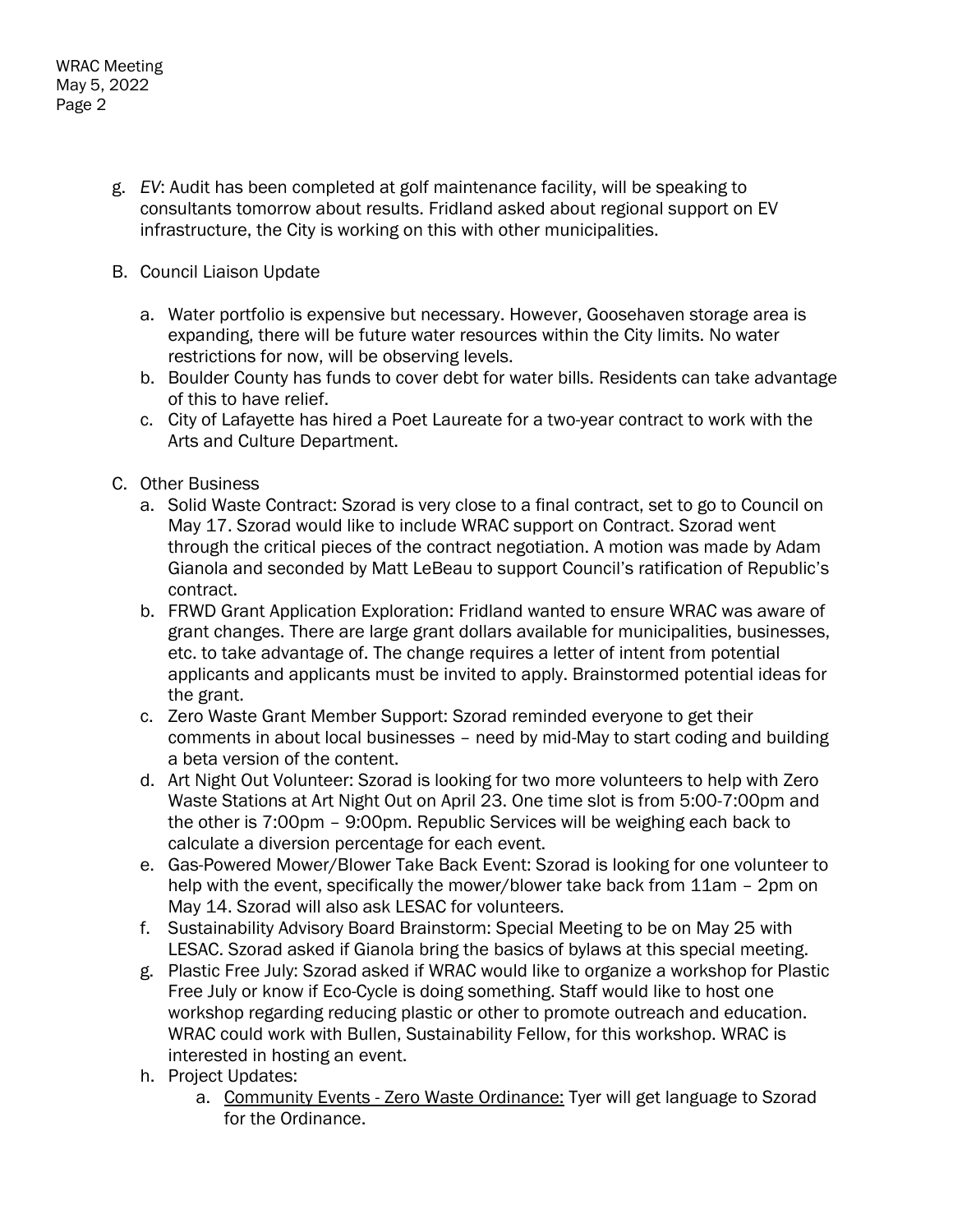g. *EV*: Audit has been completed at golf maintenance facility, will be speaking to consultants tomorrow about results. Fridland asked about regional support on EV infrastructure, the City is working on this with other municipalities.

B. Council Liaison Update

   a. Water portfolio is expensive but necessary. However, Goosehaven storage area is expanding, there will be future water resources within the City limits. No water restrictions for now, will be observing levels.
   b. Boulder County has funds to cover debt for water bills. Residents can take advantage of this to have relief.
   c. City of Lafayette has hired a Poet Laureate for a two-year contract to work with the Arts and Culture Department.

C. Other Business

   a. Solid Waste Contract: Szorad is very close to a final contract, set to go to Council on May 17. Szorad would like to include WRAC support on Contract. Szorad went through the critical pieces of the contract negotiation. A motion was made by Adam Gianola and seconded by Matt LeBeau to support Council's ratification of Republic's contract.
   b. FRWD Grant Application Exploration: Fridland wanted to ensure WRAC was aware of grant changes. There are large grant dollars available for municipalities, businesses, etc. to take advantage of. The change requires a letter of intent from potential applicants and applicants must be invited to apply. Brainstormed potential ideas for the grant.
   c. Zero Waste Grant Member Support: Szorad reminded everyone to get their comments in about local businesses – need by mid-May to start coding and building a beta version of the content.
   d. Art Night Out Volunteer: Szorad is looking for two more volunteers to help with Zero Waste Stations at Art Night Out on April 23. One time slot is from 5:00-7:00pm and the other is 7:00pm – 9:00pm. Republic Services will be weighing each back to calculate a diversion percentage for each event.
   e. Gas-Powered Mower/Blower Take Back Event: Szorad is looking for one volunteer to help with the event, specifically the mower/blower take back from 11am – 2pm on May 14. Szorad will also ask LESAC for volunteers.
   f. Sustainability Advisory Board Brainstorm: Special Meeting to be on May 25 with LESAC. Szorad asked if Gianola bring the basics of bylaws at this special meeting.
   g. Plastic Free July: Szorad asked if WRAC would like to organize a workshop for Plastic Free July or know if Eco-Cycle is doing something. Staff would like to host one workshop regarding reducing plastic or other to promote outreach and education. WRAC could work with Bullen, Sustainability Fellow, for this workshop. WRAC is interested in hosting an event.
   h. Project Updates:
      a. <u>Community Events - Zero Waste Ordinance:</u> Tyer will get language to Szorad for the Ordinance.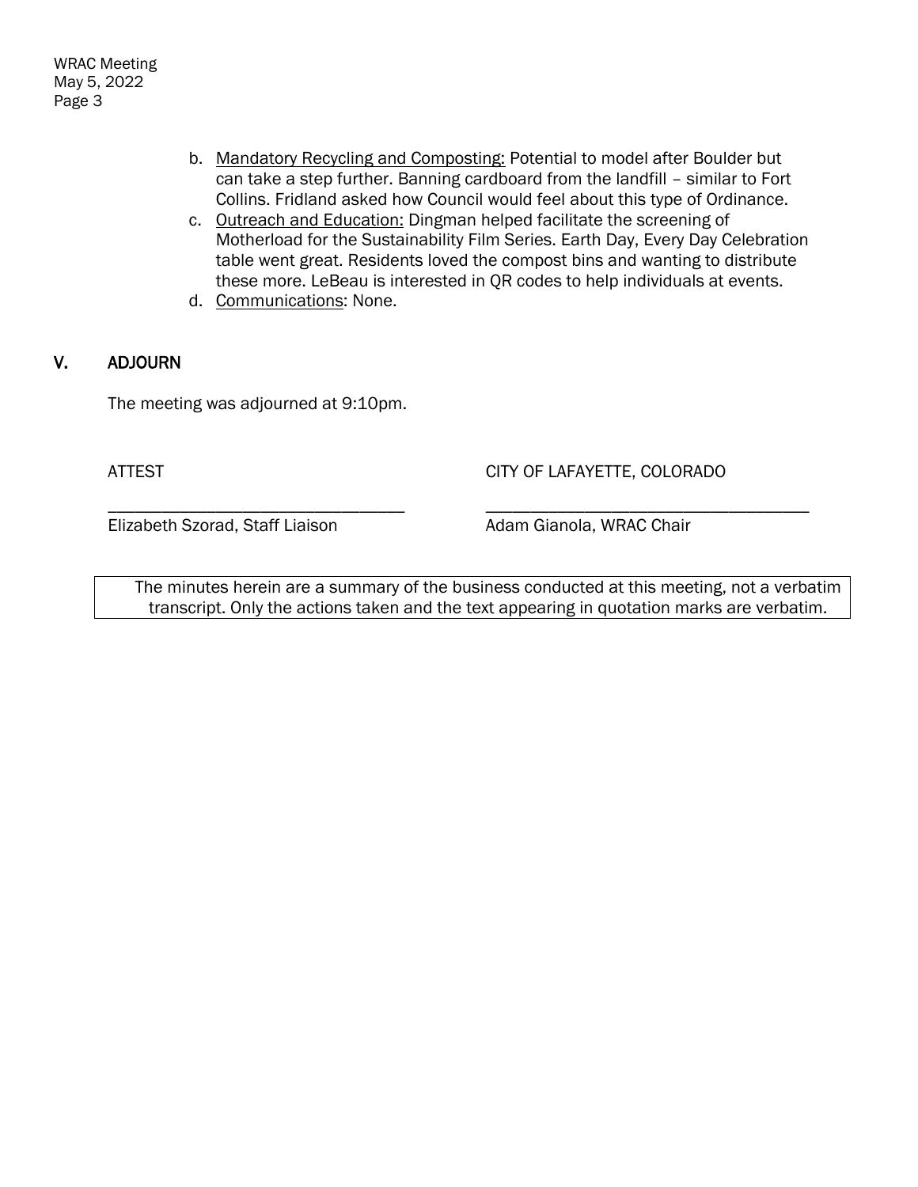b. Mandatory Recycling and Composting: Potential to model after Boulder but can take a step further. Banning cardboard from the landfill – similar to Fort Collins. Fridland asked how Council would feel about this type of Ordinance.
c. Outreach and Education: Dingman helped facilitate the screening of Motherload for the Sustainability Film Series. Earth Day, Every Day Celebration table went great. Residents loved the compost bins and wanting to distribute these more. LeBeau is interested in QR codes to help individuals at events.
d. Communications: None.

## V. ADJOURN

The meeting was adjourned at 9:10pm.

| | |
|---|---|
| ATTEST | CITY OF LAFAYETTE, COLORADO |
| ________________________________ | ____________________________________ |
| Elizabeth Szorad, Staff Liaison | Adam Gianola, WRAC Chair |

The minutes herein are a summary of the business conducted at this meeting, not a verbatim transcript. Only the actions taken and the text appearing in quotation marks are verbatim.